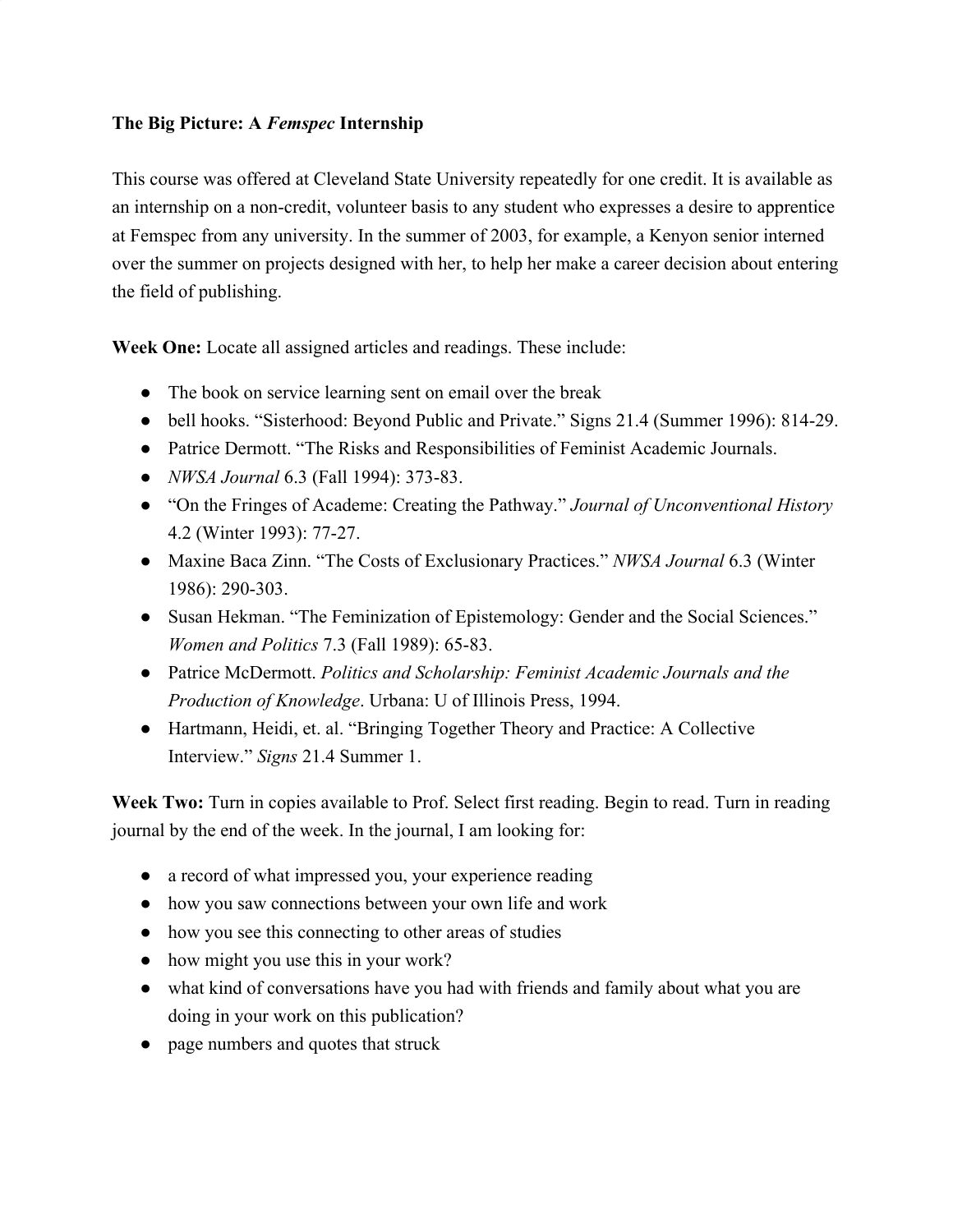**The Big Picture: A *Femspec* Internship**

This course was offered at Cleveland State University repeatedly for one credit. It is available as an internship on a non-credit, volunteer basis to any student who expresses a desire to apprentice at Femspec from any university. In the summer of 2003, for example, a Kenyon senior interned over the summer on projects designed with her, to help her make a career decision about entering the field of publishing.

**Week One:** Locate all assigned articles and readings. These include:

- The book on service learning sent on email over the break
- bell hooks. "Sisterhood: Beyond Public and Private." Signs 21.4 (Summer 1996): 814-29.
- Patrice Dermott. "The Risks and Responsibilities of Feminist Academic Journals.
- *NWSA Journal* 6.3 (Fall 1994): 373-83.
- "On the Fringes of Academe: Creating the Pathway." *Journal of Unconventional History* 4.2 (Winter 1993): 77-27.
- Maxine Baca Zinn. "The Costs of Exclusionary Practices." *NWSA Journal* 6.3 (Winter 1986): 290-303.
- Susan Hekman. "The Feminization of Epistemology: Gender and the Social Sciences." *Women and Politics* 7.3 (Fall 1989): 65-83.
- Patrice McDermott. *Politics and Scholarship: Feminist Academic Journals and the Production of Knowledge*. Urbana: U of Illinois Press, 1994.
- Hartmann, Heidi, et. al. "Bringing Together Theory and Practice: A Collective Interview." *Signs* 21.4 Summer 1.

**Week Two:** Turn in copies available to Prof. Select first reading. Begin to read. Turn in reading journal by the end of the week. In the journal, I am looking for:

- a record of what impressed you, your experience reading
- how you saw connections between your own life and work
- how you see this connecting to other areas of studies
- how might you use this in your work?
- what kind of conversations have you had with friends and family about what you are doing in your work on this publication?
- page numbers and quotes that struck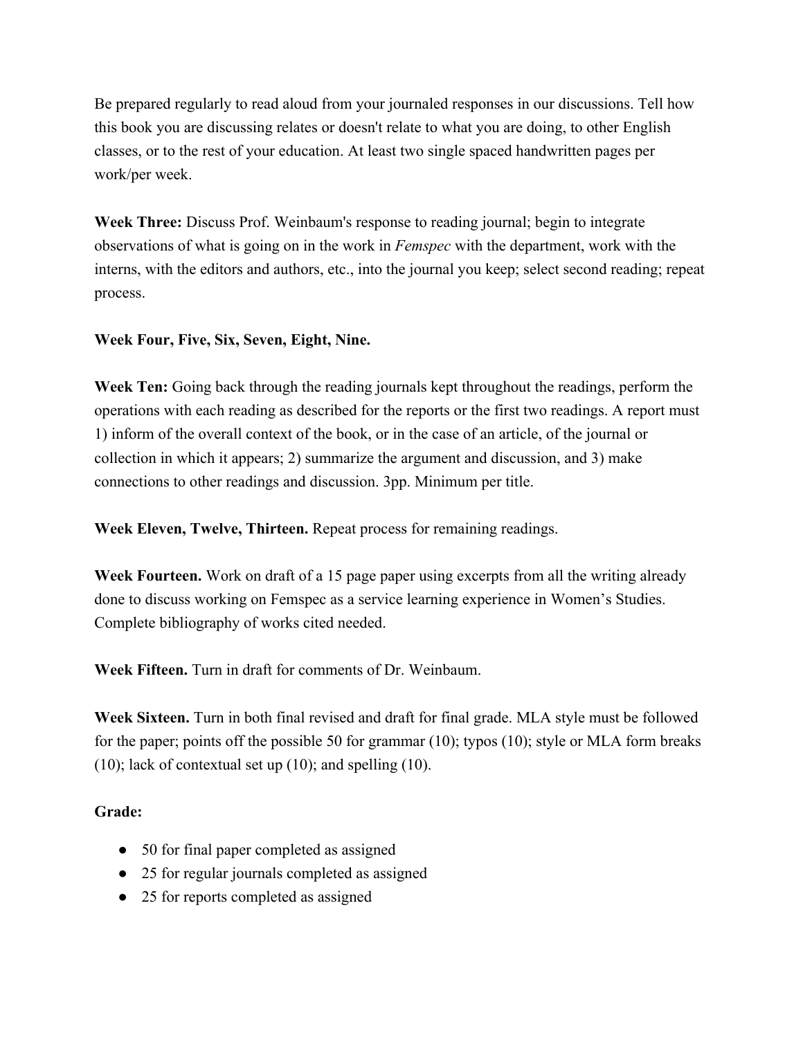Be prepared regularly to read aloud from your journaled responses in our discussions. Tell how this book you are discussing relates or doesn't relate to what you are doing, to other English classes, or to the rest of your education. At least two single spaced handwritten pages per work/per week.

**Week Three:** Discuss Prof. Weinbaum's response to reading journal; begin to integrate observations of what is going on in the work in *Femspec* with the department, work with the interns, with the editors and authors, etc., into the journal you keep; select second reading; repeat process.

**Week Four, Five, Six, Seven, Eight, Nine.**

**Week Ten:** Going back through the reading journals kept throughout the readings, perform the operations with each reading as described for the reports or the first two readings. A report must 1) inform of the overall context of the book, or in the case of an article, of the journal or collection in which it appears; 2) summarize the argument and discussion, and 3) make connections to other readings and discussion. 3pp. Minimum per title.

**Week Eleven, Twelve, Thirteen.** Repeat process for remaining readings.

**Week Fourteen.** Work on draft of a 15 page paper using excerpts from all the writing already done to discuss working on Femspec as a service learning experience in Women's Studies. Complete bibliography of works cited needed.

**Week Fifteen.** Turn in draft for comments of Dr. Weinbaum.

**Week Sixteen.** Turn in both final revised and draft for final grade. MLA style must be followed for the paper; points off the possible 50 for grammar (10); typos (10); style or MLA form breaks (10); lack of contextual set up (10); and spelling (10).

**Grade:**

- 50 for final paper completed as assigned
- 25 for regular journals completed as assigned
- 25 for reports completed as assigned